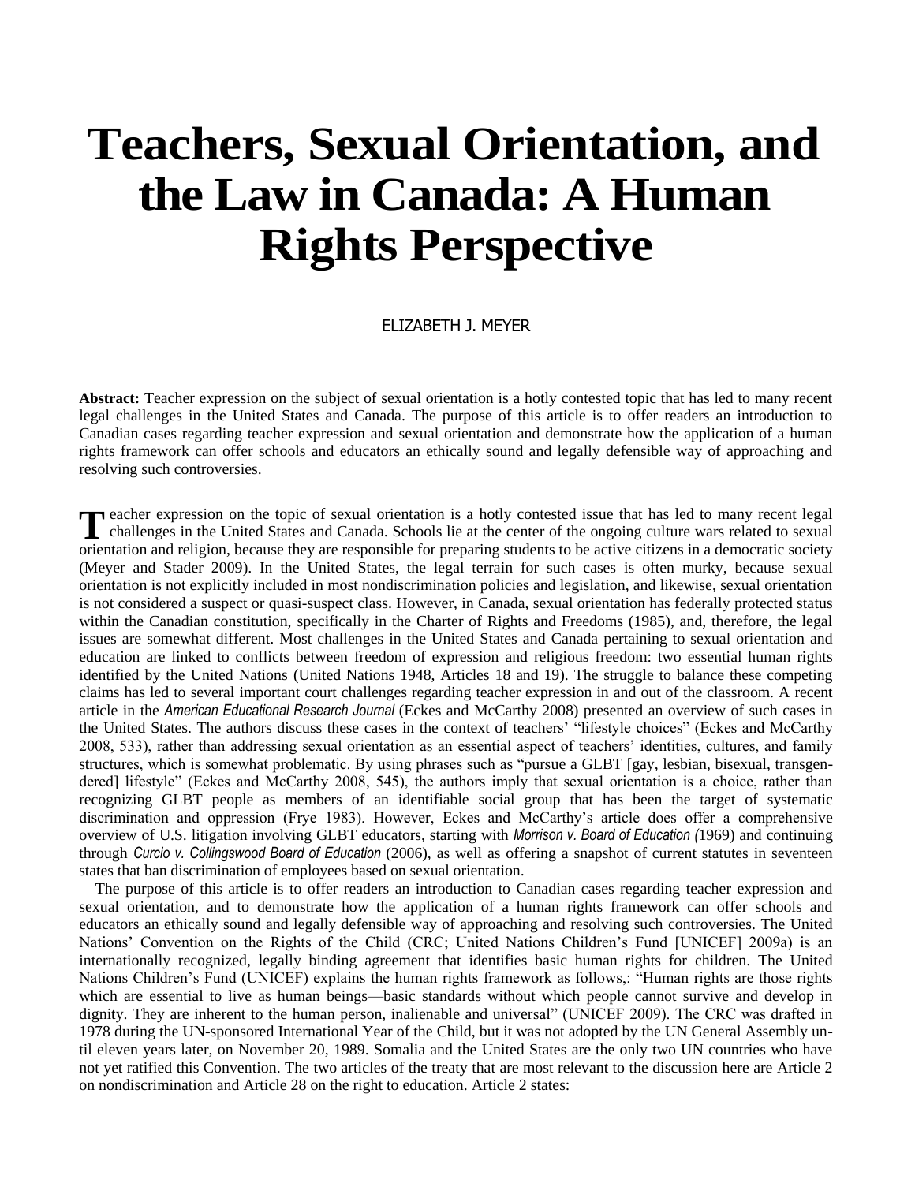# Teachers, Sexual Orientation, and the Law in Canada: A Human Rights Perspective

ELIZABETH J. MEYER

**Abstract:** Teacher expression on the subject of sexual orientation is a hotly contested topic that has led to many recent legal challenges in the United States and Canada. The purpose of this article is to offer readers an introduction to Canadian cases regarding teacher expression and sexual orientation and demonstrate how the application of a human rights framework can offer schools and educators an ethically sound and legally defensible way of approaching and resolving such controversies.

Teacher expression on the topic of sexual orientation is a hotly contested issue that has led to many recent legal challenges in the United States and Canada. Schools lie at the center of the ongoing culture wars related to sexual orientation and religion, because they are responsible for preparing students to be active citizens in a democratic society (Meyer and Stader 2009). In the United States, the legal terrain for such cases is often murky, because sexual orientation is not explicitly included in most nondiscrimination policies and legislation, and likewise, sexual orientation is not considered a suspect or quasi-suspect class. However, in Canada, sexual orientation has federally protected status within the Canadian constitution, specifically in the Charter of Rights and Freedoms (1985), and, therefore, the legal issues are somewhat different. Most challenges in the United States and Canada pertaining to sexual orientation and education are linked to conflicts between freedom of expression and religious freedom: two essential human rights identified by the United Nations (United Nations 1948, Articles 18 and 19). The struggle to balance these competing claims has led to several important court challenges regarding teacher expression in and out of the classroom. A recent article in the *American Educational Research Journal* (Eckes and McCarthy 2008) presented an overview of such cases in the United States. The authors discuss these cases in the context of teachers' "lifestyle choices" (Eckes and McCarthy 2008, 533), rather than addressing sexual orientation as an essential aspect of teachers' identities, cultures, and family structures, which is somewhat problematic. By using phrases such as "pursue a GLBT [gay, lesbian, bisexual, transgendered] lifestyle" (Eckes and McCarthy 2008, 545), the authors imply that sexual orientation is a choice, rather than recognizing GLBT people as members of an identifiable social group that has been the target of systematic discrimination and oppression (Frye 1983). However, Eckes and McCarthy's article does offer a comprehensive overview of U.S. litigation involving GLBT educators, starting with *Morrison v. Board of Education (*1969) and continuing through *Curcio v. Collingswood Board of Education* (2006), as well as offering a snapshot of current statutes in seventeen states that ban discrimination of employees based on sexual orientation.

The purpose of this article is to offer readers an introduction to Canadian cases regarding teacher expression and sexual orientation, and to demonstrate how the application of a human rights framework can offer schools and educators an ethically sound and legally defensible way of approaching and resolving such controversies. The United Nations' Convention on the Rights of the Child (CRC; United Nations Children's Fund [UNICEF] 2009a) is an internationally recognized, legally binding agreement that identifies basic human rights for children. The United Nations Children's Fund (UNICEF) explains the human rights framework as follows,: "Human rights are those rights which are essential to live as human beings—basic standards without which people cannot survive and develop in dignity. They are inherent to the human person, inalienable and universal" (UNICEF 2009). The CRC was drafted in 1978 during the UN-sponsored International Year of the Child, but it was not adopted by the UN General Assembly until eleven years later, on November 20, 1989. Somalia and the United States are the only two UN countries who have not yet ratified this Convention. The two articles of the treaty that are most relevant to the discussion here are Article 2 on nondiscrimination and Article 28 on the right to education. Article 2 states: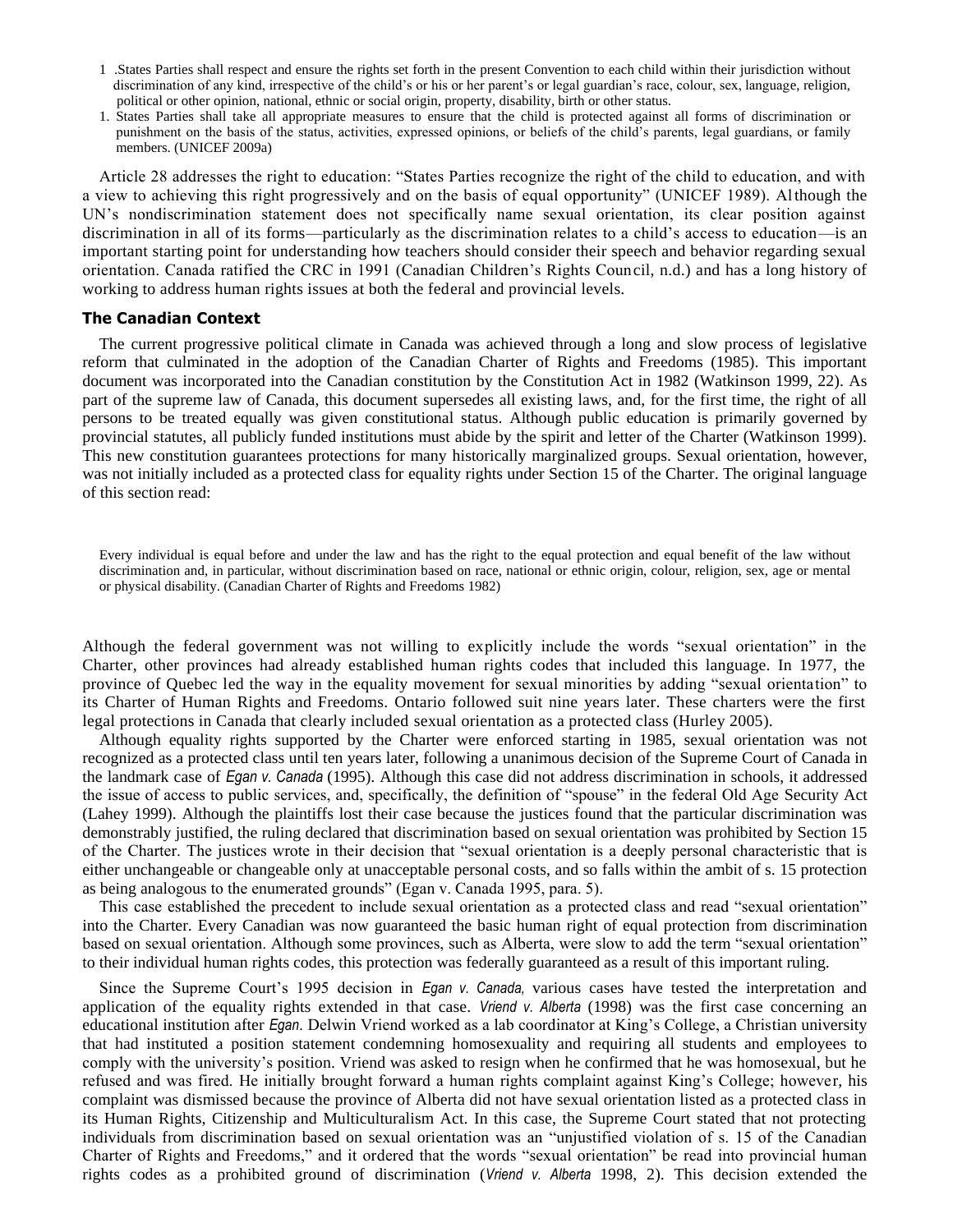1 .States Parties shall respect and ensure the rights set forth in the present Convention to each child within their jurisdiction without discrimination of any kind, irrespective of the child's or his or her parent's or legal guardian's race, colour, sex, language, religion, political or other opinion, national, ethnic or social origin, property, disability, birth or other status.

1. States Parties shall take all appropriate measures to ensure that the child is protected against all forms of discrimination or punishment on the basis of the status, activities, expressed opinions, or beliefs of the child's parents, legal guardians, or family members. (UNICEF 2009a)

Article 28 addresses the right to education: "States Parties recognize the right of the child to education, and with a view to achieving this right progressively and on the basis of equal opportunity" (UNICEF 1989). Although the UN's nondiscrimination statement does not specifically name sexual orientation, its clear position against discrimination in all of its forms—particularly as the discrimination relates to a child's access to education—is an important starting point for understanding how teachers should consider their speech and behavior regarding sexual orientation. Canada ratified the CRC in 1991 (Canadian Children's Rights Council, n.d.) and has a long history of working to address human rights issues at both the federal and provincial levels.

## The Canadian Context

The current progressive political climate in Canada was achieved through a long and slow process of legislative reform that culminated in the adoption of the Canadian Charter of Rights and Freedoms (1985). This important document was incorporated into the Canadian constitution by the Constitution Act in 1982 (Watkinson 1999, 22). As part of the supreme law of Canada, this document supersedes all existing laws, and, for the first time, the right of all persons to be treated equally was given constitutional status. Although public education is primarily governed by provincial statutes, all publicly funded institutions must abide by the spirit and letter of the Charter (Watkinson 1999). This new constitution guarantees protections for many historically marginalized groups. Sexual orientation, however, was not initially included as a protected class for equality rights under Section 15 of the Charter. The original language of this section read:

> Every individual is equal before and under the law and has the right to the equal protection and equal benefit of the law without discrimination and, in particular, without discrimination based on race, national or ethnic origin, colour, religion, sex, age or mental or physical disability. (Canadian Charter of Rights and Freedoms 1982)

Although the federal government was not willing to explicitly include the words "sexual orientation" in the Charter, other provinces had already established human rights codes that included this language. In 1977, the province of Quebec led the way in the equality movement for sexual minorities by adding "sexual orientation" to its Charter of Human Rights and Freedoms. Ontario followed suit nine years later. These charters were the first legal protections in Canada that clearly included sexual orientation as a protected class (Hurley 2005).

Although equality rights supported by the Charter were enforced starting in 1985, sexual orientation was not recognized as a protected class until ten years later, following a unanimous decision of the Supreme Court of Canada in the landmark case of *Egan v. Canada* (1995). Although this case did not address discrimination in schools, it addressed the issue of access to public services, and, specifically, the definition of "spouse" in the federal Old Age Security Act (Lahey 1999). Although the plaintiffs lost their case because the justices found that the particular discrimination was demonstrably justified, the ruling declared that discrimination based on sexual orientation was prohibited by Section 15 of the Charter. The justices wrote in their decision that "sexual orientation is a deeply personal characteristic that is either unchangeable or changeable only at unacceptable personal costs, and so falls within the ambit of s. 15 protection as being analogous to the enumerated grounds" (Egan v. Canada 1995, para. 5).

This case established the precedent to include sexual orientation as a protected class and read "sexual orientation" into the Charter. Every Canadian was now guaranteed the basic human right of equal protection from discrimination based on sexual orientation. Although some provinces, such as Alberta, were slow to add the term "sexual orientation" to their individual human rights codes, this protection was federally guaranteed as a result of this important ruling.

Since the Supreme Court's 1995 decision in *Egan v. Canada,* various cases have tested the interpretation and application of the equality rights extended in that case. *Vriend v. Alberta* (1998) was the first case concerning an educational institution after *Egan*. Delwin Vriend worked as a lab coordinator at King's College, a Christian university that had instituted a position statement condemning homosexuality and requiring all students and employees to comply with the university's position. Vriend was asked to resign when he confirmed that he was homosexual, but he refused and was fired. He initially brought forward a human rights complaint against King's College; however, his complaint was dismissed because the province of Alberta did not have sexual orientation listed as a protected class in its Human Rights, Citizenship and Multiculturalism Act. In this case, the Supreme Court stated that not protecting individuals from discrimination based on sexual orientation was an "unjustified violation of s. 15 of the Canadian Charter of Rights and Freedoms," and it ordered that the words "sexual orientation" be read into provincial human rights codes as a prohibited ground of discrimination (*Vriend v. Alberta* 1998, 2). This decision extended the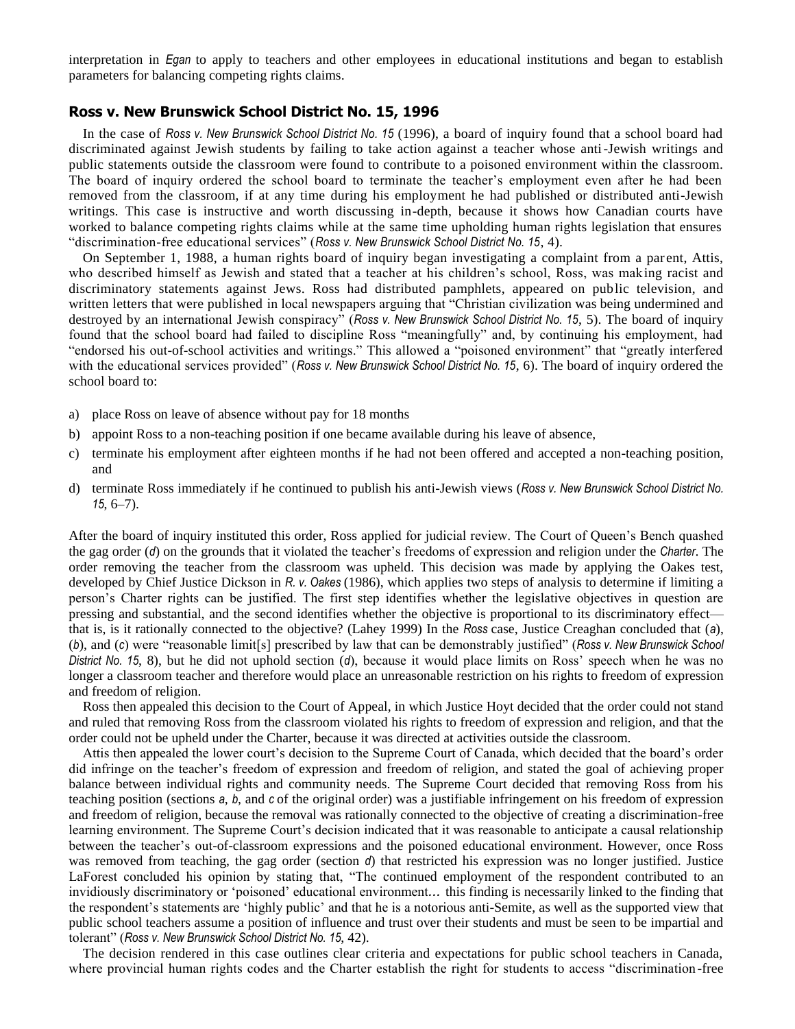interpretation in *Egan* to apply to teachers and other employees in educational institutions and began to establish parameters for balancing competing rights claims.

## Ross v. New Brunswick School District No. 15, 1996

In the case of *Ross v. New Brunswick School District No. 15* (1996), a board of inquiry found that a school board had discriminated against Jewish students by failing to take action against a teacher whose anti-Jewish writings and public statements outside the classroom were found to contribute to a poisoned environment within the classroom. The board of inquiry ordered the school board to terminate the teacher's employment even after he had been removed from the classroom, if at any time during his employment he had published or distributed anti-Jewish writings. This case is instructive and worth discussing in-depth, because it shows how Canadian courts have worked to balance competing rights claims while at the same time upholding human rights legislation that ensures "discrimination-free educational services" (*Ross v. New Brunswick School District No. 15*, 4).

On September 1, 1988, a human rights board of inquiry began investigating a complaint from a parent, Attis, who described himself as Jewish and stated that a teacher at his children's school, Ross, was making racist and discriminatory statements against Jews. Ross had distributed pamphlets, appeared on public television, and written letters that were published in local newspapers arguing that "Christian civilization was being undermined and destroyed by an international Jewish conspiracy" (*Ross v. New Brunswick School District No. 15*, 5). The board of inquiry found that the school board had failed to discipline Ross "meaningfully" and, by continuing his employment, had "endorsed his out-of-school activities and writings." This allowed a "poisoned environment" that "greatly interfered with the educational services provided" (*Ross v. New Brunswick School District No. 15*, 6). The board of inquiry ordered the school board to:

a) place Ross on leave of absence without pay for 18 months
b) appoint Ross to a non-teaching position if one became available during his leave of absence,
c) terminate his employment after eighteen months if he had not been offered and accepted a non-teaching position, and
d) terminate Ross immediately if he continued to publish his anti-Jewish views (*Ross v. New Brunswick School District No. 15*, 6–7).

After the board of inquiry instituted this order, Ross applied for judicial review. The Court of Queen's Bench quashed the gag order (*d*) on the grounds that it violated the teacher's freedoms of expression and religion under the *Charter*. The order removing the teacher from the classroom was upheld. This decision was made by applying the Oakes test, developed by Chief Justice Dickson in *R. v. Oakes* (1986), which applies two steps of analysis to determine if limiting a person's Charter rights can be justified. The first step identifies whether the legislative objectives in question are pressing and substantial, and the second identifies whether the objective is proportional to its discriminatory effect—that is, is it rationally connected to the objective? (Lahey 1999) In the *Ross* case, Justice Creaghan concluded that (*a*), (*b*), and (*c*) were "reasonable limit[s] prescribed by law that can be demonstrably justified" (*Ross v. New Brunswick School District No. 15*, 8), but he did not uphold section (*d*), because it would place limits on Ross' speech when he was no longer a classroom teacher and therefore would place an unreasonable restriction on his rights to freedom of expression and freedom of religion.

Ross then appealed this decision to the Court of Appeal, in which Justice Hoyt decided that the order could not stand and ruled that removing Ross from the classroom violated his rights to freedom of expression and religion, and that the order could not be upheld under the Charter, because it was directed at activities outside the classroom.

Attis then appealed the lower court's decision to the Supreme Court of Canada, which decided that the board's order did infringe on the teacher's freedom of expression and freedom of religion, and stated the goal of achieving proper balance between individual rights and community needs. The Supreme Court decided that removing Ross from his teaching position (sections *a*, *b*, and *c* of the original order) was a justifiable infringement on his freedom of expression and freedom of religion, because the removal was rationally connected to the objective of creating a discrimination-free learning environment. The Supreme Court's decision indicated that it was reasonable to anticipate a causal relationship between the teacher's out-of-classroom expressions and the poisoned educational environment. However, once Ross was removed from teaching, the gag order (section *d*) that restricted his expression was no longer justified. Justice LaForest concluded his opinion by stating that, "The continued employment of the respondent contributed to an invidiously discriminatory or 'poisoned' educational environment… this finding is necessarily linked to the finding that the respondent's statements are 'highly public' and that he is a notorious anti-Semite, as well as the supported view that public school teachers assume a position of influence and trust over their students and must be seen to be impartial and tolerant" (*Ross v. New Brunswick School District No. 15*, 42).

The decision rendered in this case outlines clear criteria and expectations for public school teachers in Canada, where provincial human rights codes and the Charter establish the right for students to access "discrimination-free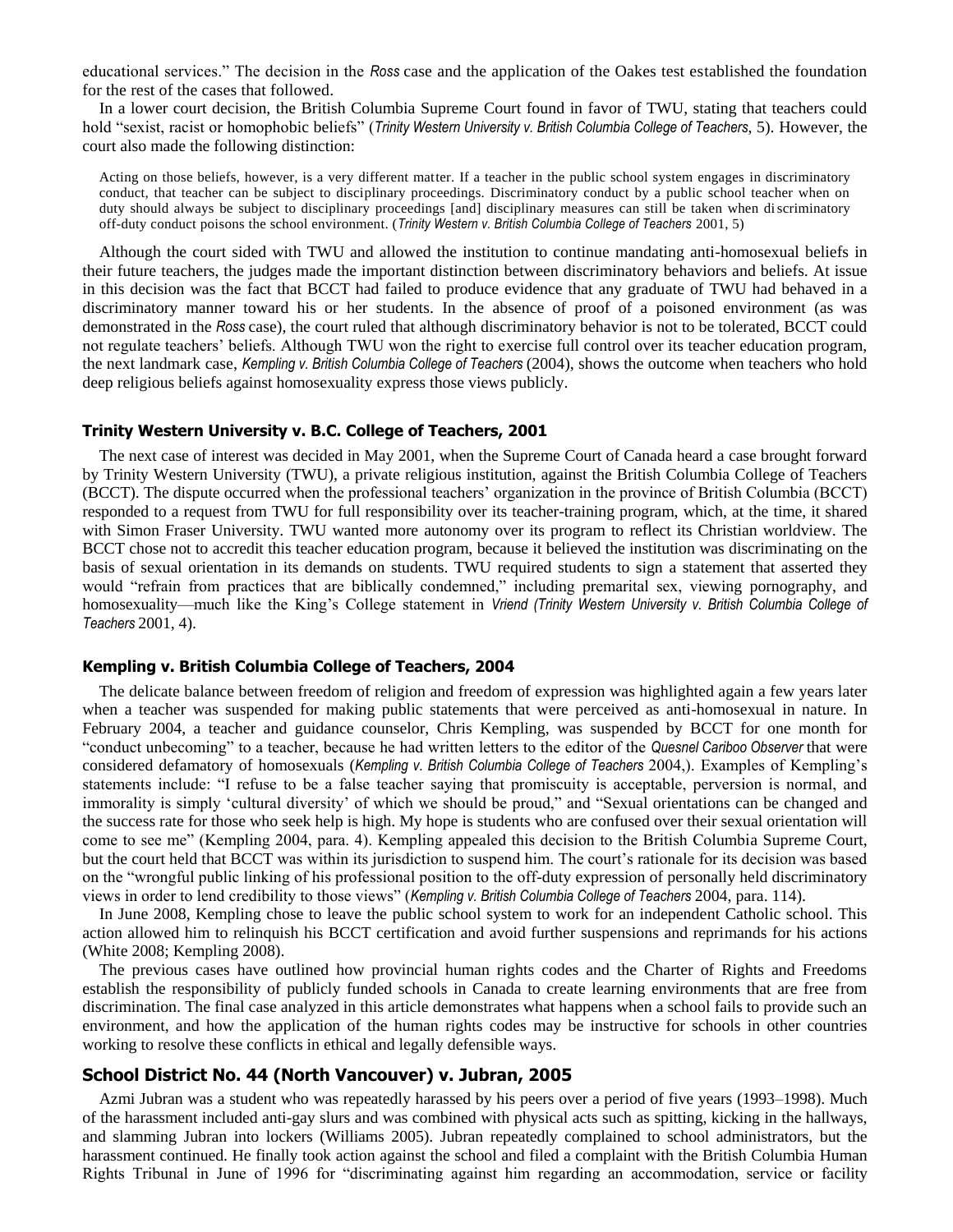educational services." The decision in the *Ross* case and the application of the Oakes test established the foundation for the rest of the cases that followed.

In a lower court decision, the British Columbia Supreme Court found in favor of TWU, stating that teachers could hold "sexist, racist or homophobic beliefs" (*Trinity Western University v. British Columbia College of Teachers*, 5). However, the court also made the following distinction:

> Acting on those beliefs, however, is a very different matter. If a teacher in the public school system engages in discriminatory conduct, that teacher can be subject to disciplinary proceedings. Discriminatory conduct by a public school teacher when on duty should always be subject to disciplinary proceedings [and] disciplinary measures can still be taken when discriminatory off-duty conduct poisons the school environment. (*Trinity Western v. British Columbia College of Teachers* 2001, 5)

Although the court sided with TWU and allowed the institution to continue mandating anti-homosexual beliefs in their future teachers, the judges made the important distinction between discriminatory behaviors and beliefs. At issue in this decision was the fact that BCCT had failed to produce evidence that any graduate of TWU had behaved in a discriminatory manner toward his or her students. In the absence of proof of a poisoned environment (as was demonstrated in the *Ross* case), the court ruled that although discriminatory behavior is not to be tolerated, BCCT could not regulate teachers' beliefs. Although TWU won the right to exercise full control over its teacher education program, the next landmark case, *Kempling v. British Columbia College of Teachers* (2004), shows the outcome when teachers who hold deep religious beliefs against homosexuality express those views publicly.

### Trinity Western University v. B.C. College of Teachers, 2001

The next case of interest was decided in May 2001, when the Supreme Court of Canada heard a case brought forward by Trinity Western University (TWU), a private religious institution, against the British Columbia College of Teachers (BCCT). The dispute occurred when the professional teachers' organization in the province of British Columbia (BCCT) responded to a request from TWU for full responsibility over its teacher-training program, which, at the time, it shared with Simon Fraser University. TWU wanted more autonomy over its program to reflect its Christian worldview. The BCCT chose not to accredit this teacher education program, because it believed the institution was discriminating on the basis of sexual orientation in its demands on students. TWU required students to sign a statement that asserted they would "refrain from practices that are biblically condemned," including premarital sex, viewing pornography, and homosexuality—much like the King's College statement in *Vriend (Trinity Western University v. British Columbia College of Teachers* 2001, 4).

### Kempling v. British Columbia College of Teachers, 2004

The delicate balance between freedom of religion and freedom of expression was highlighted again a few years later when a teacher was suspended for making public statements that were perceived as anti-homosexual in nature. In February 2004, a teacher and guidance counselor, Chris Kempling, was suspended by BCCT for one month for "conduct unbecoming" to a teacher, because he had written letters to the editor of the *Quesnel Cariboo Observer* that were considered defamatory of homosexuals (*Kempling v. British Columbia College of Teachers* 2004,). Examples of Kempling's statements include: "I refuse to be a false teacher saying that promiscuity is acceptable, perversion is normal, and immorality is simply 'cultural diversity' of which we should be proud," and "Sexual orientations can be changed and the success rate for those who seek help is high. My hope is students who are confused over their sexual orientation will come to see me" (Kempling 2004, para. 4). Kempling appealed this decision to the British Columbia Supreme Court, but the court held that BCCT was within its jurisdiction to suspend him. The court's rationale for its decision was based on the "wrongful public linking of his professional position to the off-duty expression of personally held discriminatory views in order to lend credibility to those views" (*Kempling v. British Columbia College of Teachers* 2004, para. 114).

In June 2008, Kempling chose to leave the public school system to work for an independent Catholic school. This action allowed him to relinquish his BCCT certification and avoid further suspensions and reprimands for his actions (White 2008; Kempling 2008).

The previous cases have outlined how provincial human rights codes and the Charter of Rights and Freedoms establish the responsibility of publicly funded schools in Canada to create learning environments that are free from discrimination. The final case analyzed in this article demonstrates what happens when a school fails to provide such an environment, and how the application of the human rights codes may be instructive for schools in other countries working to resolve these conflicts in ethical and legally defensible ways.

## School District No. 44 (North Vancouver) v. Jubran, 2005

Azmi Jubran was a student who was repeatedly harassed by his peers over a period of five years (1993–1998). Much of the harassment included anti-gay slurs and was combined with physical acts such as spitting, kicking in the hallways, and slamming Jubran into lockers (Williams 2005). Jubran repeatedly complained to school administrators, but the harassment continued. He finally took action against the school and filed a complaint with the British Columbia Human Rights Tribunal in June of 1996 for "discriminating against him regarding an accommodation, service or facility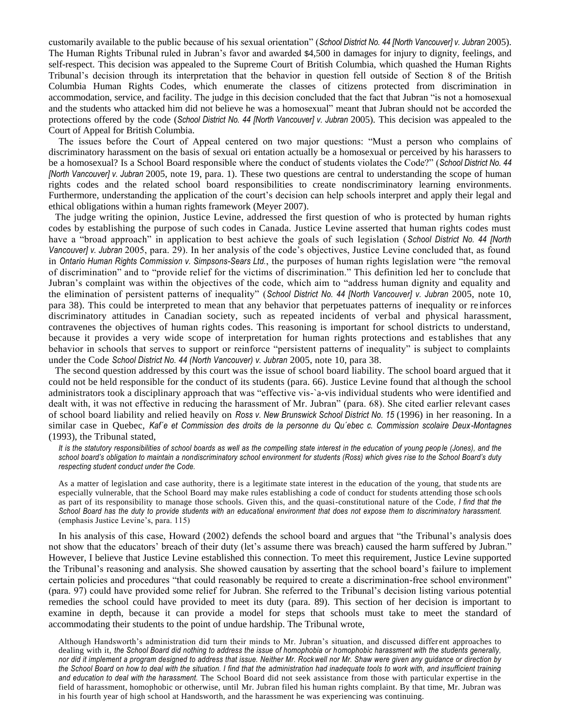customarily available to the public because of his sexual orientation" (*School District No. 44 [North Vancouver] v. Jubran* 2005). The Human Rights Tribunal ruled in Jubran's favor and awarded $4,500 in damages for injury to dignity, feelings, and self-respect. This decision was appealed to the Supreme Court of British Columbia, which quashed the Human Rights Tribunal's decision through its interpretation that the behavior in question fell outside of Section 8 of the British Columbia Human Rights Codes, which enumerate the classes of citizens protected from discrimination in accommodation, service, and facility. The judge in this decision concluded that the fact that Jubran "is not a homosexual and the students who attacked him did not believe he was a homosexual" meant that Jubran should not be accorded the protections offered by the code (*School District No. 44 [North Vancouver] v. Jubran* 2005). This decision was appealed to the Court of Appeal for British Columbia.

The issues before the Court of Appeal centered on two major questions: "Must a person who complains of discriminatory harassment on the basis of sexual ori entation actually be a homosexual or perceived by his harassers to be a homosexual? Is a School Board responsible where the conduct of students violates the Code?" (*School District No. 44 [North Vancouver] v. Jubran* 2005, note 19, para. 1). These two questions are central to understanding the scope of human rights codes and the related school board responsibilities to create nondiscriminatory learning environments. Furthermore, understanding the application of the court's decision can help schools interpret and apply their legal and ethical obligations within a human rights framework (Meyer 2007).

The judge writing the opinion, Justice Levine, addressed the first question of who is protected by human rights codes by establishing the purpose of such codes in Canada. Justice Levine asserted that human rights codes must have a "broad approach" in application to best achieve the goals of such legislation (*School District No. 44 [North Vancouver] v. Jubran* 2005, para. 29). In her analysis of the code's objectives, Justice Levine concluded that, as found in *Ontario Human Rights Commission v. Simpsons-Sears Ltd.*, the purposes of human rights legislation were "the removal of discrimination" and to "provide relief for the victims of discrimination." This definition led her to conclude that Jubran's complaint was within the objectives of the code, which aim to "address human dignity and equality and the elimination of persistent patterns of inequality" (*School District No. 44 [North Vancouver] v. Jubran* 2005, note 10, para 38). This could be interpreted to mean that any behavior that perpetuates patterns of inequality or re inforces discriminatory attitudes in Canadian society, such as repeated incidents of verbal and physical harassment, contravenes the objectives of human rights codes. This reasoning is important for school districts to understand, because it provides a very wide scope of interpretation for human rights protections and es tablishes that any behavior in schools that serves to support or reinforce "persistent patterns of inequality" is subject to complaints under the Code *School District No. 44 (North Vancouver) v. Jubran* 2005, note 10, para 38.

The second question addressed by this court was the issue of school board liability. The school board argued that it could not be held responsible for the conduct of its students (para. 66). Justice Levine found that al though the school administrators took a disciplinary approach that was "effective vis-`a-vis individual students who were identified and dealt with, it was not effective in reducing the harassment of Mr. Jubran" (para. 68). She cited earlier relevant cases of school board liability and relied heavily on *Ross v. New Brunswick School District No. 15* (1996) in her reasoning. In a similar case in Quebec, *Kaf´e et Commission des droits de la personne du Qu´ebec c. Commission scolaire Deux-Montagnes* (1993), the Tribunal stated,

> *It is the statutory responsibilities of school boards as well as the compelling state interest in the education of young peop le (Jones), and the school board's obligation to maintain a nondiscriminatory school environment for students (Ross) which gives rise to the School Board's duty respecting student conduct under the Code.*
>
> As a matter of legislation and case authority, there is a legitimate state interest in the education of the young, that stude nts are especially vulnerable, that the School Board may make rules establishing a code of conduct for students attending those sch ools as part of its responsibility to manage those schools. Given this, and the quasi-constitutional nature of the Code, *I find that the School Board has the duty to provide students with an educational environment that does not expose them to discriminatory harassment.* (emphasis Justice Levine's, para. 115)

In his analysis of this case, Howard (2002) defends the school board and argues that "the Tribunal's analysis does not show that the educators' breach of their duty (let's assume there was breach) caused the harm suffered by Jubran." However, I believe that Justice Levine established this connection. To meet this requirement, Justice Levine supported the Tribunal's reasoning and analysis. She showed causation by asserting that the school board's failure to implement certain policies and procedures "that could reasonably be required to create a discrimination-free school environment" (para. 97) could have provided some relief for Jubran. She referred to the Tribunal's decision listing various potential remedies the school could have provided to meet its duty (para. 89). This section of her decision is important to examine in depth, because it can provide a model for steps that schools must take to meet the standard of accommodating their students to the point of undue hardship. The Tribunal wrote,

> Although Handsworth's administration did turn their minds to Mr. Jubran's situation, and discussed differ ent approaches to dealing with it, *the School Board did nothing to address the issue of homophobia or homophobic harassment with the students generally, nor did it implement a program designed to address that issue. Neither Mr. Rockwell nor Mr. Shaw were given any guidance or direction by the School Board on how to deal with the situation. I find that the administration had inadequate tools to work with, and insufficient training and education to deal with the harassment.* The School Board did not seek assistance from those with particular expertise in the field of harassment, homophobic or otherwise, until Mr. Jubran filed his human rights complaint. By that time, Mr. Jubran was in his fourth year of high school at Handsworth, and the harassment he was experiencing was continuing.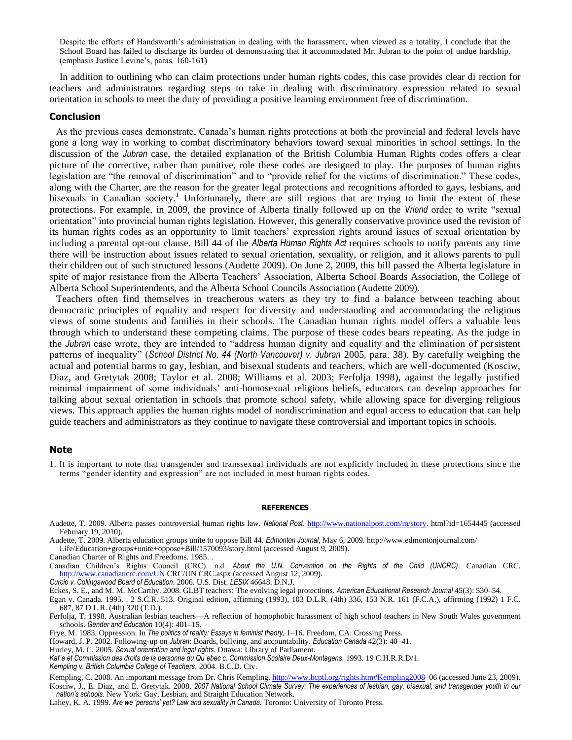> Despite the efforts of Handsworth's administration in dealing with the harassment, when viewed as a totality, I conclude that the School Board has failed to discharge its burden of demonstrating that it accommodated Mr. Jubran to the point of undue hardship. (emphasis Justice Levine's, paras. 160-161)

In addition to outlining who can claim protections under human rights codes, this case provides clear di rection for teachers and administrators regarding steps to take in dealing with discriminatory expression related to sexual orientation in schools to meet the duty of providing a positive learning environment free of discrimination.

## Conclusion

As the previous cases demonstrate, Canada's human rights protections at both the provincial and federal levels have gone a long way in working to combat discriminatory behaviors toward sexual minorities in school settings. In the discussion of the *Jubran* case, the detailed explanation of the British Columbia Human Rights codes offers a clear picture of the corrective, rather than punitive, role these codes are designed to play. The purposes of human rights legislation are "the removal of discrimination" and to "provide relief for the victims of discrimination." These codes, along with the Charter, are the reason for the greater legal protections and recognitions afforded to gays, lesbians, and bisexuals in Canadian society.[1] Unfortunately, there are still regions that are trying to limit the extent of these protections. For example, in 2009, the province of Alberta finally followed up on the *Vriend* order to write "sexual orientation" into provincial human rights legislation. However, this generally conservative province used the revision of its human rights codes as an opportunity to limit teachers' expression rights around issues of sexual orientation by including a parental opt-out clause. Bill 44 of the *Alberta Human Rights Act* requires schools to notify parents any time there will be instruction about issues related to sexual orientation, sexuality, or religion, and it allows parents to pull their children out of such structured lessons (Audette 2009). On June 2, 2009, this bill passed the Alberta legislature in spite of major resistance from the Alberta Teachers' Association, Alberta School Boards Association, the College of Alberta School Superintendents, and the Alberta School Councils Association (Audette 2009).

Teachers often find themselves in treacherous waters as they try to find a balance between teaching about democratic principles of equality and respect for diversity and understanding and accommodating the religious views of some students and families in their schools. The Canadian human rights model offers a valuable lens through which to understand these competing claims. The purpose of these codes bears repeating. As the judge in the *Jubran* case wrote, they are intended to "address human dignity and equality and the elimination of persistent patterns of inequality" (*School District No. 44 (North Vancouver) v. Jubran* 2005, para. 38). By carefully weighing the actual and potential harms to gay, lesbian, and bisexual students and teachers, which are well-documented (Kosciw, Diaz, and Gretytak 2008; Taylor et al. 2008; Williams et al. 2003; Ferfolja 1998), against the legally justified minimal impairment of some individuals' anti-homosexual religious beliefs, educators can develop approaches for talking about sexual orientation in schools that promote school safety, while allowing space for diverging religious views. This approach applies the human rights model of nondiscrimination and equal access to education that can help guide teachers and administrators as they continue to navigate these controversial and important topics in schools.

## Note

1. It is important to note that transgender and transsexual individuals are not explicitly included in these protections since the terms "gender identity and expression" are not included in most human rights codes.

## REFERENCES

Audette, T. 2009. Alberta passes controversial human rights law. *National Post*. http://www.nationalpost.com/m/story. html?id=1654445 (accessed February 19, 2010).

Audette, T. 2009. Alberta education groups unite to oppose Bill 44. *Edmonton Journal*, May 6, 2009. http://www.edmontonjournal.com/ Life/Education+groups+unite+oppose+Bill/1570093/story.html (accessed August 9, 2009).

Canadian Charter of Rights and Freedoms. 1985. .

Canadian Children's Rights Council (CRC). n.d. *About the U.N. Convention on the Rights of the Child (UNCRC)*. Canadian CRC. http://www.canadiancrc.com/UN CRC/UN CRC.aspx (accessed August 12, 2009).

*Curcio v. Collingswood Board of Education*. 2006. U.S. Dist. *LESIX* 46648. D.N.J.

Eckes, S. E., and M. M. McCarthy. 2008. GLBT teachers: The evolving legal protections. *American Educational Research Journal* 45(3): 530–54.

Egan v. Canada. 1995. . 2 S.C.R. 513. Original edition, affirming (1993), 103 D.L.R. (4th) 336, 153 N.R. 161 (F.C.A.), affirming (1992) 1 F.C. 687, 87 D.L.R. (4th) 320 (T.D.).

Ferfolja, T. 1998. Australian lesbian teachers—A reflection of homophobic harassment of high school teachers in New South Wales government schools. *Gender and Education* 10(4): 401–15.

Frye, M. 1983. Oppression. In *The politics of reality: Essays in feminist theory*, 1–16. Freedom, CA: Crossing Press.

Howard, J. P. 2002. Following-up on *Jubran*: Boards, bullying, and accountability. *Education Canada* 42(3): 40–41.

Hurley, M. C. 2005. *Sexual orientation and legal rights*. Ottawa: Library of Parliament.

*Kaf´e et Commission des droits de la personne du Qu´ebec c. Commission Scolaire Deux-Montagens*. 1993. 19 C.H.R.R.D/1.

*Kempling v. British Columbia College of Teachers*. 2004. B.C.D. Civ.

Kempling, C. 2008. An important message from Dr. Chris Kempling. http://www.bcptl.org/rights.htm#Kempling2008–06 (accessed June 23, 2009).

Kosciw, J., E. Diaz, and E. Gretytak. 2008. *2007 National School Climate Survey: The experiences of lesbian, gay, bisexual, and transgender youth in our nation's schools*. New York: Gay, Lesbian, and Straight Education Network.

Lahey, K. A. 1999. *Are we 'persons' yet? Law and sexuality in Canada*. Toronto: University of Toronto Press.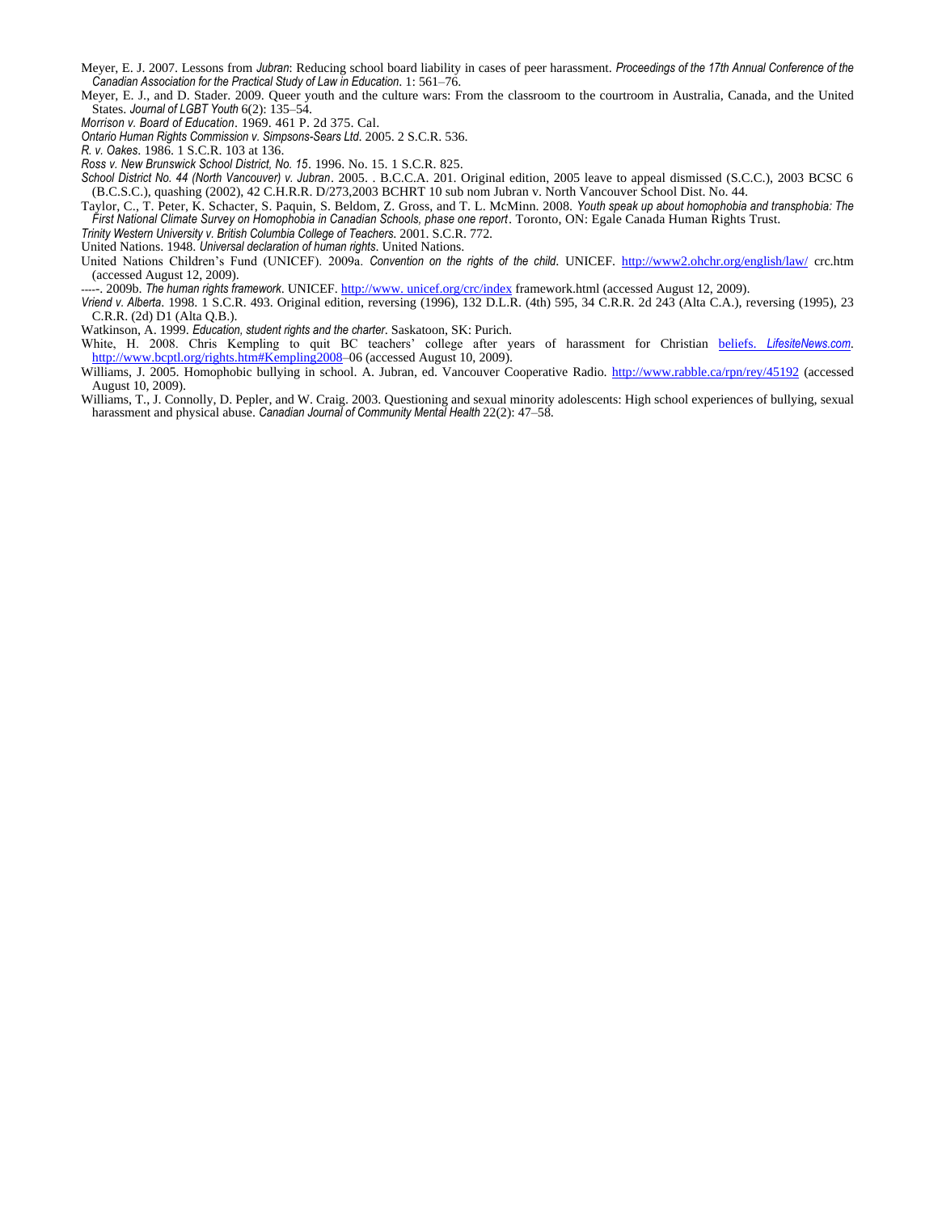Meyer, E. J. 2007. Lessons from *Jubran*: Reducing school board liability in cases of peer harassment. *Proceedings of the 17th Annual Conference of the Canadian Association for the Practical Study of Law in Education*. 1: 561–76.

Meyer, E. J., and D. Stader. 2009. Queer youth and the culture wars: From the classroom to the courtroom in Australia, Canada, and the United States. *Journal of LGBT Youth* 6(2): 135–54.

*Morrison v. Board of Education*. 1969. 461 P. 2d 375. Cal.

*Ontario Human Rights Commission v. Simpsons-Sears Ltd*. 2005. 2 S.C.R. 536.

*R. v. Oakes*. 1986. 1 S.C.R. 103 at 136.

*Ross v. New Brunswick School District, No. 15*. 1996. No. 15. 1 S.C.R. 825.

*School District No. 44 (North Vancouver) v. Jubran*. 2005. . B.C.C.A. 201. Original edition, 2005 leave to appeal dismissed (S.C.C.), 2003 BCSC 6 (B.C.S.C.), quashing (2002), 42 C.H.R.R. D/273,2003 BCHRT 10 sub nom Jubran v. North Vancouver School Dist. No. 44.

Taylor, C., T. Peter, K. Schacter, S. Paquin, S. Beldom, Z. Gross, and T. L. McMinn. 2008. *Youth speak up about homophobia and transphobia: The First National Climate Survey on Homophobia in Canadian Schools, phase one report*. Toronto, ON: Egale Canada Human Rights Trust.

*Trinity Western University v. British Columbia College of Teachers*. 2001. S.C.R. 772.

United Nations. 1948. *Universal declaration of human rights*. United Nations.

United Nations Children's Fund (UNICEF). 2009a. *Convention on the rights of the child*. UNICEF. http://www2.ohchr.org/english/law/ crc.htm (accessed August 12, 2009).

-----. 2009b. *The human rights framework*. UNICEF. http://www. unicef.org/crc/index framework.html (accessed August 12, 2009).

*Vriend v. Alberta*. 1998. 1 S.C.R. 493. Original edition, reversing (1996), 132 D.L.R. (4th) 595, 34 C.R.R. 2d 243 (Alta C.A.), reversing (1995), 23 C.R.R. (2d) D1 (Alta Q.B.).

Watkinson, A. 1999. *Education, student rights and the charter*. Saskatoon, SK: Purich.

White, H. 2008. Chris Kempling to quit BC teachers' college after years of harassment for Christian beliefs. *LifesiteNews.com*. http://www.bcptl.org/rights.htm#Kempling2008–06 (accessed August 10, 2009).

Williams, J. 2005. Homophobic bullying in school. A. Jubran, ed. Vancouver Cooperative Radio. http://www.rabble.ca/rpn/rey/45192 (accessed August 10, 2009).

Williams, T., J. Connolly, D. Pepler, and W. Craig. 2003. Questioning and sexual minority adolescents: High school experiences of bullying, sexual harassment and physical abuse. *Canadian Journal of Community Mental Health* 22(2): 47–58.